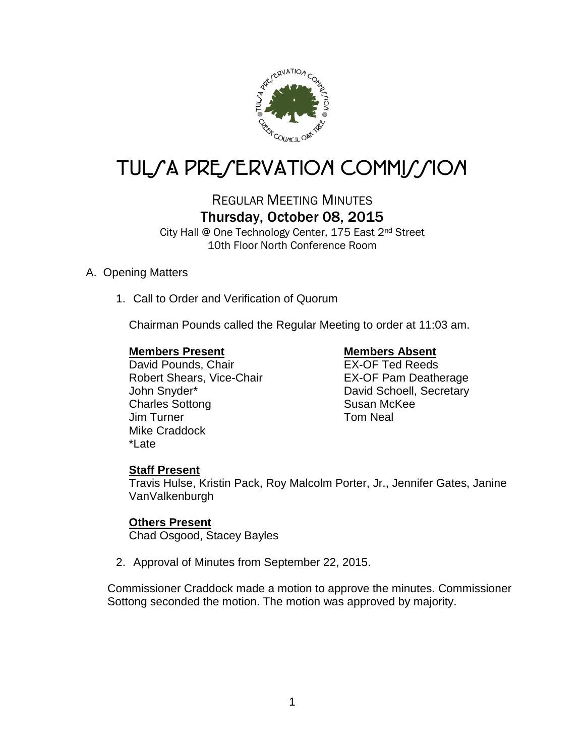# TULSA PRESERVATION COMMISSION

## REGULAR MEETING MINUTES

### Thursday, October 08, 2015

City Hall @ One Technology Center, 175 East 2nd Street
10th Floor North Conference Room

A. Opening Matters

1. Call to Order and Verification of Quorum

   Chairman Pounds called the Regular Meeting to order at 11:03 am.

   **Members Present**
   David Pounds, Chair
   Robert Shears, Vice-Chair
   John Snyder*
   Charles Sottong
   Jim Turner
   Mike Craddock
   *Late

   **Members Absent**
   EX-OF Ted Reeds
   EX-OF Pam Deatherage
   David Schoell, Secretary
   Susan McKee
   Tom Neal

   **Staff Present**
   Travis Hulse, Kristin Pack, Roy Malcolm Porter, Jr., Jennifer Gates, Janine VanValkenburgh

   **Others Present**
   Chad Osgood, Stacey Bayles

2. Approval of Minutes from September 22, 2015.

Commissioner Craddock made a motion to approve the minutes. Commissioner Sottong seconded the motion. The motion was approved by majority.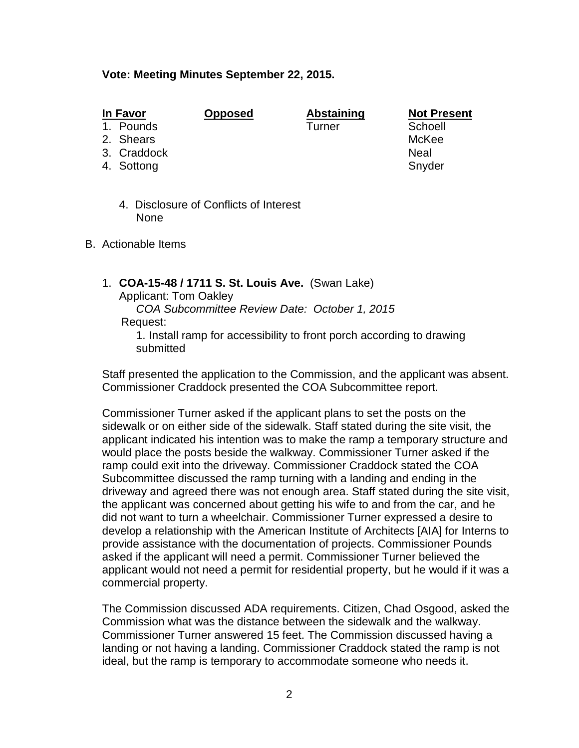**Vote: Meeting Minutes September 22, 2015.**

| In Favor | Opposed | Abstaining | Not Present |
|---|---|---|---|
| 1. Pounds | | Turner | Schoell |
| 2. Shears | | | McKee |
| 3. Craddock | | | Neal |
| 4. Sottong | | | Snyder |

4. Disclosure of Conflicts of Interest
   None

B. Actionable Items

1. **COA-15-48 / 1711 S. St. Louis Ave.** (Swan Lake)
   Applicant: Tom Oakley
   *COA Subcommittee Review Date: October 1, 2015*
   Request:
   1. Install ramp for accessibility to front porch according to drawing submitted

Staff presented the application to the Commission, and the applicant was absent. Commissioner Craddock presented the COA Subcommittee report.

Commissioner Turner asked if the applicant plans to set the posts on the sidewalk or on either side of the sidewalk. Staff stated during the site visit, the applicant indicated his intention was to make the ramp a temporary structure and would place the posts beside the walkway. Commissioner Turner asked if the ramp could exit into the driveway. Commissioner Craddock stated the COA Subcommittee discussed the ramp turning with a landing and ending in the driveway and agreed there was not enough area. Staff stated during the site visit, the applicant was concerned about getting his wife to and from the car, and he did not want to turn a wheelchair. Commissioner Turner expressed a desire to develop a relationship with the American Institute of Architects [AIA] for Interns to provide assistance with the documentation of projects. Commissioner Pounds asked if the applicant will need a permit. Commissioner Turner believed the applicant would not need a permit for residential property, but he would if it was a commercial property.

The Commission discussed ADA requirements. Citizen, Chad Osgood, asked the Commission what was the distance between the sidewalk and the walkway. Commissioner Turner answered 15 feet. The Commission discussed having a landing or not having a landing. Commissioner Craddock stated the ramp is not ideal, but the ramp is temporary to accommodate someone who needs it.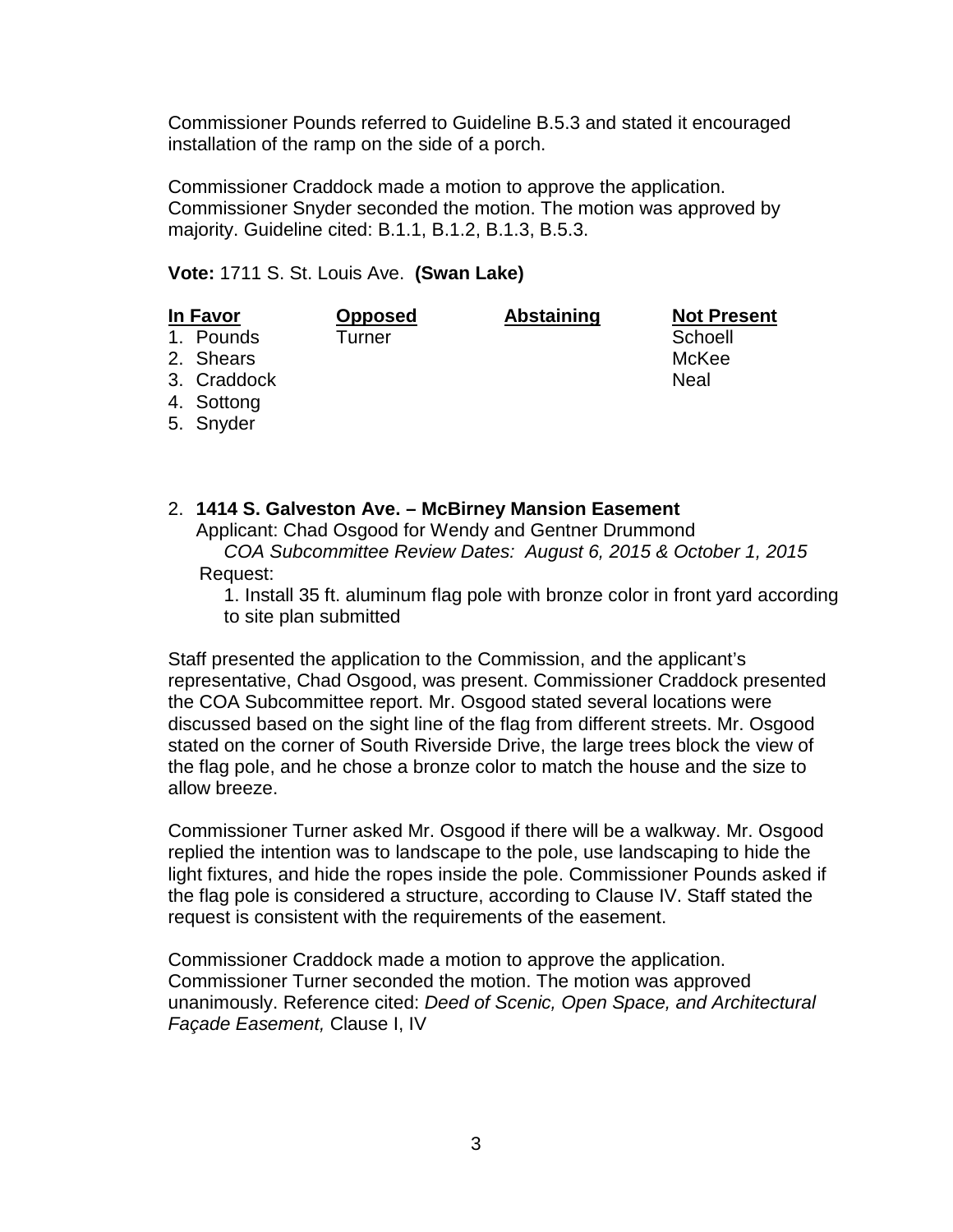Commissioner Pounds referred to Guideline B.5.3 and stated it encouraged installation of the ramp on the side of a porch.

Commissioner Craddock made a motion to approve the application. Commissioner Snyder seconded the motion. The motion was approved by majority. Guideline cited: B.1.1, B.1.2, B.1.3, B.5.3.

**Vote:** 1711 S. St. Louis Ave. **(Swan Lake)**

| **In Favor** | **Opposed** | **Abstaining** | **Not Present** |
|---|---|---|---|
| 1. Pounds | Turner | | Schoell |
| 2. Shears | | | McKee |
| 3. Craddock | | | Neal |
| 4. Sottong | | | |
| 5. Snyder | | | |

2. **1414 S. Galveston Ave. – McBirney Mansion Easement**
   Applicant: Chad Osgood for Wendy and Gentner Drummond
   *COA Subcommittee Review Dates: August 6, 2015 & October 1, 2015*
   Request:
   1. Install 35 ft. aluminum flag pole with bronze color in front yard according to site plan submitted

Staff presented the application to the Commission, and the applicant's representative, Chad Osgood, was present. Commissioner Craddock presented the COA Subcommittee report. Mr. Osgood stated several locations were discussed based on the sight line of the flag from different streets. Mr. Osgood stated on the corner of South Riverside Drive, the large trees block the view of the flag pole, and he chose a bronze color to match the house and the size to allow breeze.

Commissioner Turner asked Mr. Osgood if there will be a walkway. Mr. Osgood replied the intention was to landscape to the pole, use landscaping to hide the light fixtures, and hide the ropes inside the pole. Commissioner Pounds asked if the flag pole is considered a structure, according to Clause IV. Staff stated the request is consistent with the requirements of the easement.

Commissioner Craddock made a motion to approve the application. Commissioner Turner seconded the motion. The motion was approved unanimously. Reference cited: *Deed of Scenic, Open Space, and Architectural Façade Easement,* Clause I, IV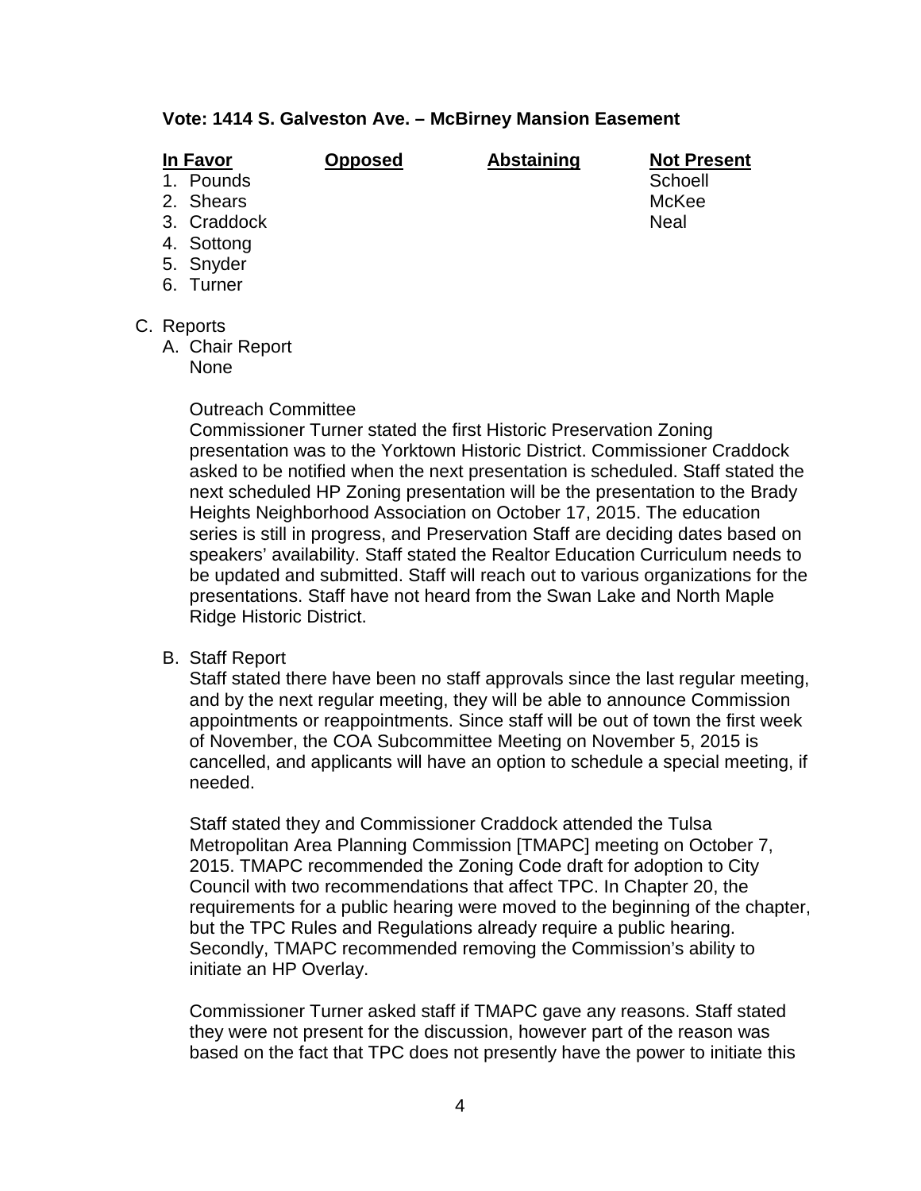**Vote: 1414 S. Galveston Ave. – McBirney Mansion Easement**

| In Favor | Opposed | Abstaining | Not Present |
|---|---|---|---|
| 1. Pounds | | | Schoell |
| 2. Shears | | | McKee |
| 3. Craddock | | | Neal |
| 4. Sottong | | | |
| 5. Snyder | | | |
| 6. Turner | | | |

C. Reports

A. Chair Report
None

Outreach Committee
Commissioner Turner stated the first Historic Preservation Zoning presentation was to the Yorktown Historic District. Commissioner Craddock asked to be notified when the next presentation is scheduled. Staff stated the next scheduled HP Zoning presentation will be the presentation to the Brady Heights Neighborhood Association on October 17, 2015. The education series is still in progress, and Preservation Staff are deciding dates based on speakers' availability. Staff stated the Realtor Education Curriculum needs to be updated and submitted. Staff will reach out to various organizations for the presentations. Staff have not heard from the Swan Lake and North Maple Ridge Historic District.

B. Staff Report
Staff stated there have been no staff approvals since the last regular meeting, and by the next regular meeting, they will be able to announce Commission appointments or reappointments. Since staff will be out of town the first week of November, the COA Subcommittee Meeting on November 5, 2015 is cancelled, and applicants will have an option to schedule a special meeting, if needed.

Staff stated they and Commissioner Craddock attended the Tulsa Metropolitan Area Planning Commission [TMAPC] meeting on October 7, 2015. TMAPC recommended the Zoning Code draft for adoption to City Council with two recommendations that affect TPC. In Chapter 20, the requirements for a public hearing were moved to the beginning of the chapter, but the TPC Rules and Regulations already require a public hearing. Secondly, TMAPC recommended removing the Commission's ability to initiate an HP Overlay.

Commissioner Turner asked staff if TMAPC gave any reasons. Staff stated they were not present for the discussion, however part of the reason was based on the fact that TPC does not presently have the power to initiate this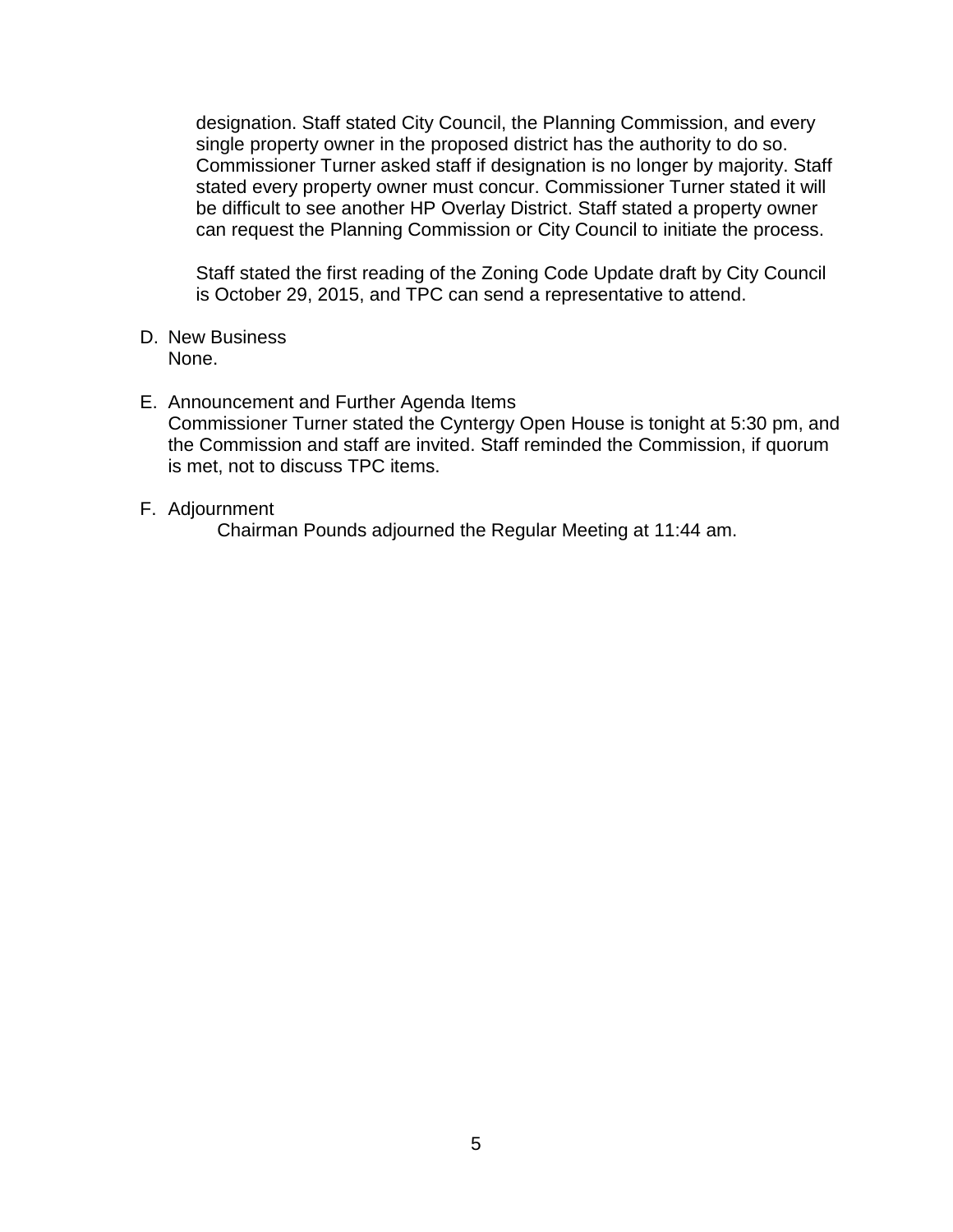designation. Staff stated City Council, the Planning Commission, and every single property owner in the proposed district has the authority to do so. Commissioner Turner asked staff if designation is no longer by majority. Staff stated every property owner must concur. Commissioner Turner stated it will be difficult to see another HP Overlay District. Staff stated a property owner can request the Planning Commission or City Council to initiate the process.

Staff stated the first reading of the Zoning Code Update draft by City Council is October 29, 2015, and TPC can send a representative to attend.

D. New Business
   None.

E. Announcement and Further Agenda Items
   Commissioner Turner stated the Cyntergy Open House is tonight at 5:30 pm, and the Commission and staff are invited. Staff reminded the Commission, if quorum is met, not to discuss TPC items.

F. Adjournment
   Chairman Pounds adjourned the Regular Meeting at 11:44 am.